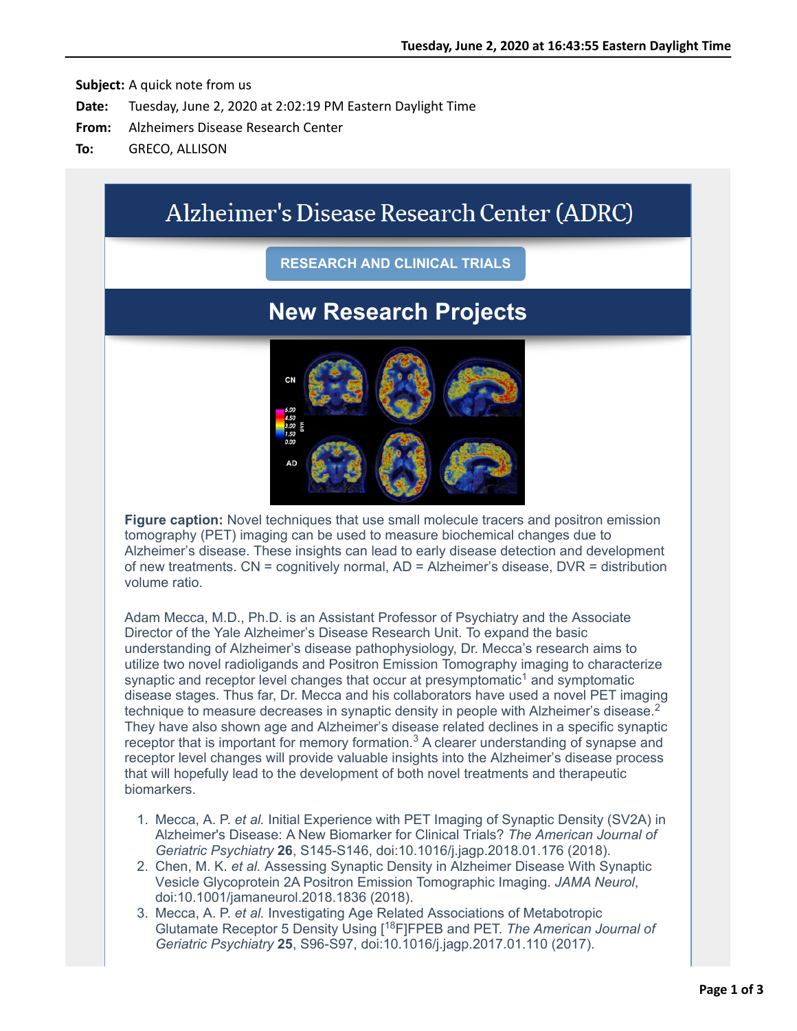**Subject:** A quick note from us
**Date:** Tuesday, June 2, 2020 at 2:02:19 PM Eastern Daylight Time
**From:** Alzheimers Disease Research Center
**To:** GRECO, ALLISON

# Alzheimer's Disease Research Center (ADRC)

RESEARCH AND CLINICAL TRIALS

## New Research Projects

**Figure caption:** Novel techniques that use small molecule tracers and positron emission tomography (PET) imaging can be used to measure biochemical changes due to Alzheimer's disease. These insights can lead to early disease detection and development of new treatments. CN = cognitively normal, AD = Alzheimer's disease, DVR = distribution volume ratio.

Adam Mecca, M.D., Ph.D. is an Assistant Professor of Psychiatry and the Associate Director of the Yale Alzheimer's Disease Research Unit. To expand the basic understanding of Alzheimer's disease pathophysiology, Dr. Mecca's research aims to utilize two novel radioligands and Positron Emission Tomography imaging to characterize synaptic and receptor level changes that occur at presymptomatic[1] and symptomatic disease stages. Thus far, Dr. Mecca and his collaborators have used a novel PET imaging technique to measure decreases in synaptic density in people with Alzheimer's disease.[2] They have also shown age and Alzheimer's disease related declines in a specific synaptic receptor that is important for memory formation.[3] A clearer understanding of synapse and receptor level changes will provide valuable insights into the Alzheimer's disease process that will hopefully lead to the development of both novel treatments and therapeutic biomarkers.

1. Mecca, A. P. *et al.* Initial Experience with PET Imaging of Synaptic Density (SV2A) in Alzheimer's Disease: A New Biomarker for Clinical Trials? *The American Journal of Geriatric Psychiatry* **26**, S145-S146, doi:10.1016/j.jagp.2018.01.176 (2018).
2. Chen, M. K. *et al.* Assessing Synaptic Density in Alzheimer Disease With Synaptic Vesicle Glycoprotein 2A Positron Emission Tomographic Imaging. *JAMA Neurol*, doi:10.1001/jamaneurol.2018.1836 (2018).
3. Mecca, A. P. *et al.* Investigating Age Related Associations of Metabotropic Glutamate Receptor 5 Density Using [$^{18}$F]FPEB and PET. *The American Journal of Geriatric Psychiatry* **25**, S96-S97, doi:10.1016/j.jagp.2017.01.110 (2017).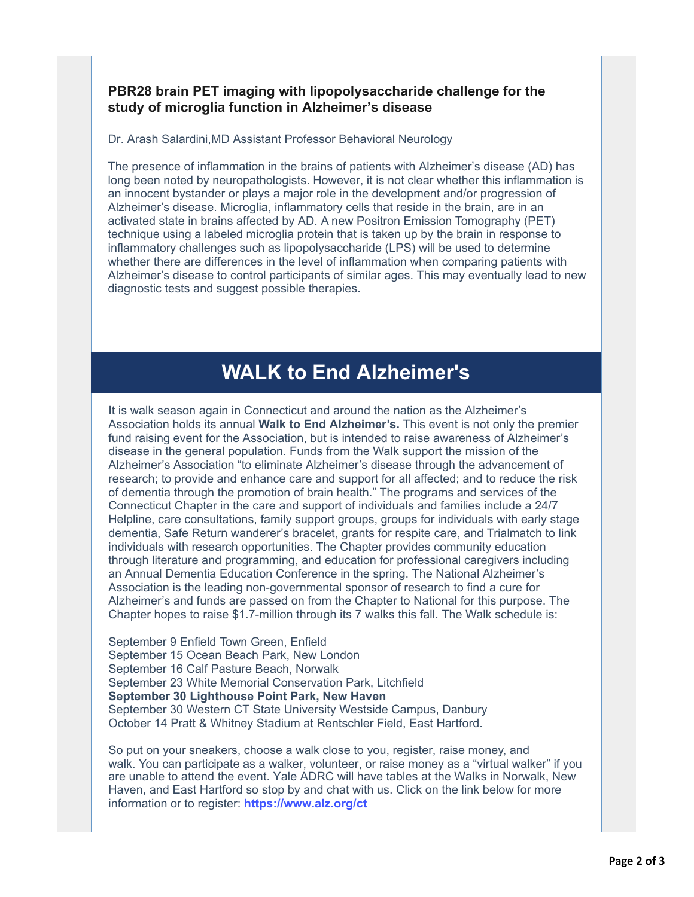### PBR28 brain PET imaging with lipopolysaccharide challenge for the study of microglia function in Alzheimer's disease

Dr. Arash Salardini,MD Assistant Professor Behavioral Neurology

The presence of inflammation in the brains of patients with Alzheimer's disease (AD) has long been noted by neuropathologists. However, it is not clear whether this inflammation is an innocent bystander or plays a major role in the development and/or progression of Alzheimer's disease. Microglia, inflammatory cells that reside in the brain, are in an activated state in brains affected by AD. A new Positron Emission Tomography (PET) technique using a labeled microglia protein that is taken up by the brain in response to inflammatory challenges such as lipopolysaccharide (LPS) will be used to determine whether there are differences in the level of inflammation when comparing patients with Alzheimer's disease to control participants of similar ages. This may eventually lead to new diagnostic tests and suggest possible therapies.

## WALK to End Alzheimer's

It is walk season again in Connecticut and around the nation as the Alzheimer's Association holds its annual **Walk to End Alzheimer's.** This event is not only the premier fund raising event for the Association, but is intended to raise awareness of Alzheimer's disease in the general population. Funds from the Walk support the mission of the Alzheimer's Association "to eliminate Alzheimer's disease through the advancement of research; to provide and enhance care and support for all affected; and to reduce the risk of dementia through the promotion of brain health." The programs and services of the Connecticut Chapter in the care and support of individuals and families include a 24/7 Helpline, care consultations, family support groups, groups for individuals with early stage dementia, Safe Return wanderer's bracelet, grants for respite care, and Trialmatch to link individuals with research opportunities. The Chapter provides community education through literature and programming, and education for professional caregivers including an Annual Dementia Education Conference in the spring. The National Alzheimer's Association is the leading non-governmental sponsor of research to find a cure for Alzheimer's and funds are passed on from the Chapter to National for this purpose. The Chapter hopes to raise $1.7-million through its 7 walks this fall. The Walk schedule is:

September 9 Enfield Town Green, Enfield
September 15 Ocean Beach Park, New London
September 16 Calf Pasture Beach, Norwalk
September 23 White Memorial Conservation Park, Litchfield
**September 30 Lighthouse Point Park, New Haven**
September 30 Western CT State University Westside Campus, Danbury
October 14 Pratt & Whitney Stadium at Rentschler Field, East Hartford.

So put on your sneakers, choose a walk close to you, register, raise money, and walk. You can participate as a walker, volunteer, or raise money as a "virtual walker" if you are unable to attend the event. Yale ADRC will have tables at the Walks in Norwalk, New Haven, and East Hartford so stop by and chat with us. Click on the link below for more information or to register: **https://www.alz.org/ct**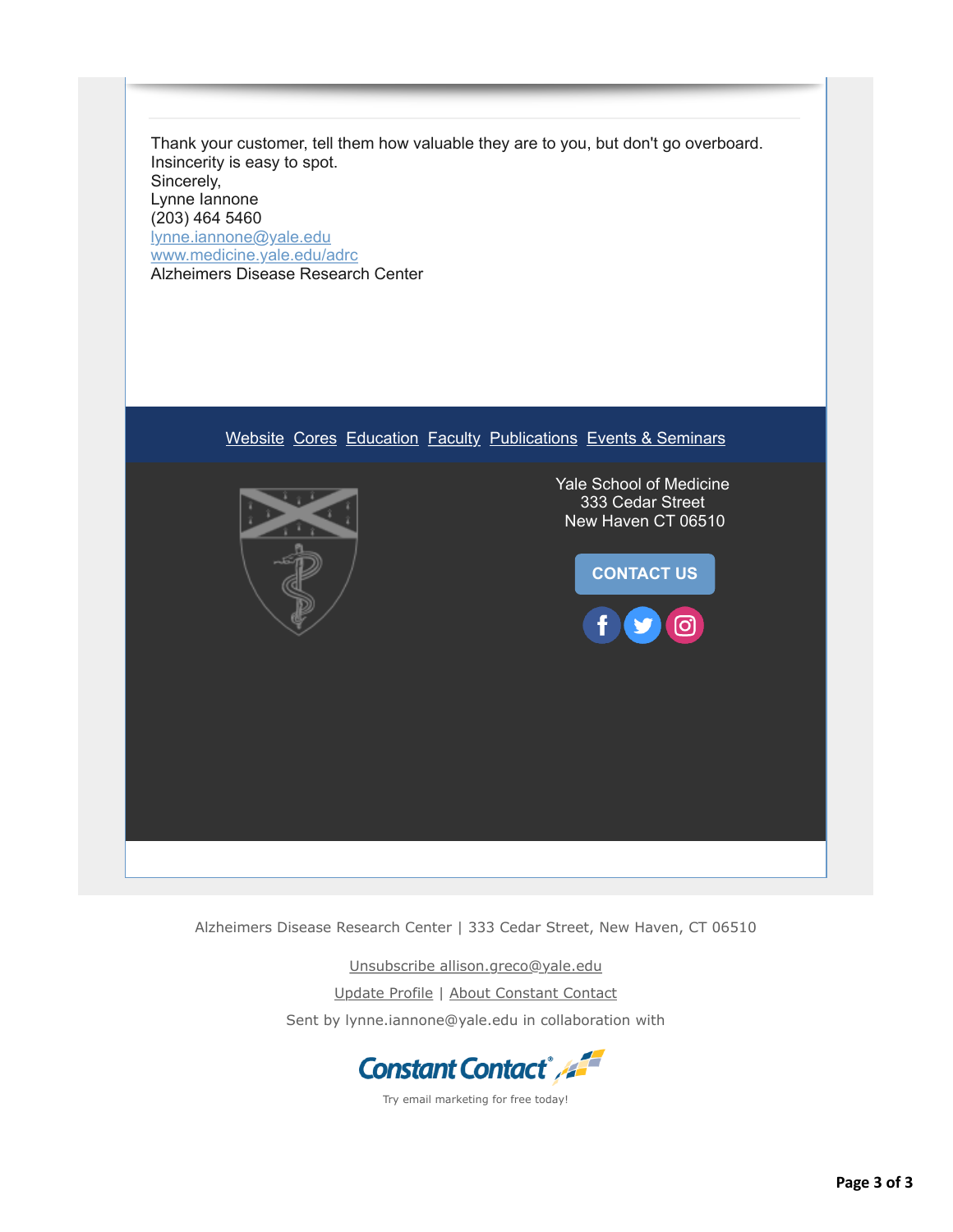Thank your customer, tell them how valuable they are to you, but don't go overboard. Insincerity is easy to spot.

Sincerely,
Lynne Iannone
(203) 464 5460
lynne.iannone@yale.edu
www.medicine.yale.edu/adrc
Alzheimers Disease Research Center

Website Cores Education Faculty Publications Events & Seminars

Yale School of Medicine
333 Cedar Street
New Haven CT 06510

CONTACT US

Alzheimers Disease Research Center | 333 Cedar Street, New Haven, CT 06510

Unsubscribe allison.greco@yale.edu

Update Profile | About Constant Contact

Sent by lynne.iannone@yale.edu in collaboration with

Constant Contact

Try email marketing for free today!